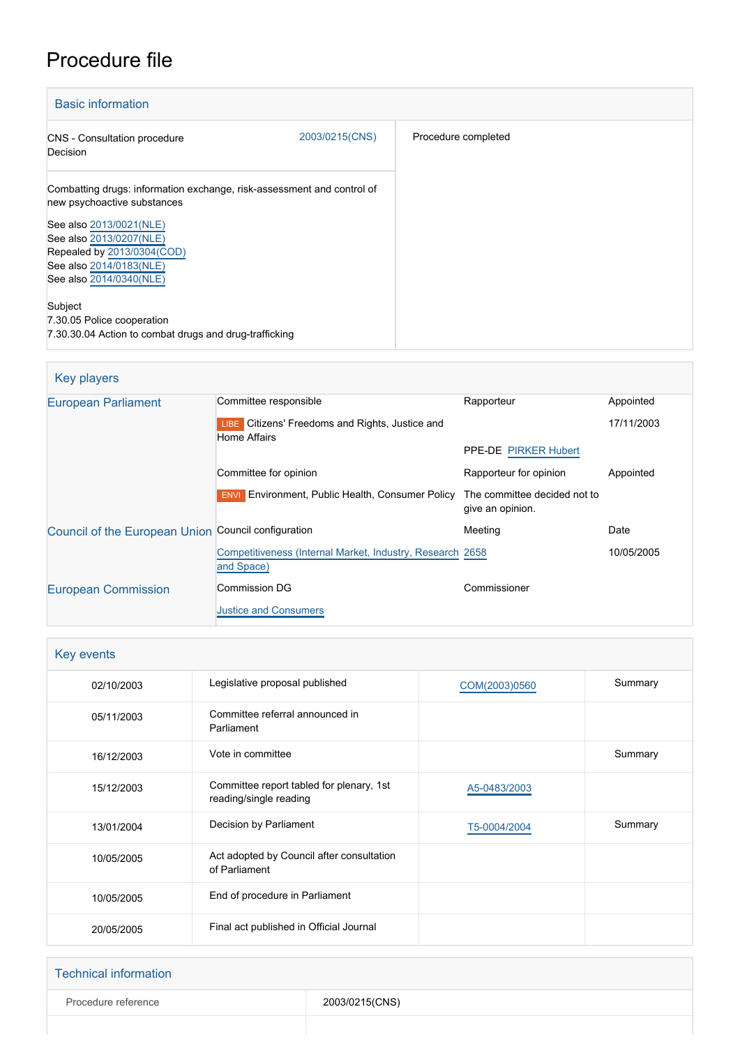# Procedure file

## Basic information

| | |
|---|---|
| CNS - Consultation procedure<br>Decision | 2003/0215(CNS) |
| Procedure completed | |

Combatting drugs: information exchange, risk-assessment and control of new psychoactive substances

See also 2013/0021(NLE)
See also 2013/0207(NLE)
Repealed by 2013/0304(COD)
See also 2014/0183(NLE)
See also 2014/0340(NLE)

Subject
7.30.05 Police cooperation
7.30.30.04 Action to combat drugs and drug-trafficking

## Key players

| | | | |
|---|---|---|---|
| European Parliament | Committee responsible | Rapporteur | Appointed |
| | LIBE Citizens' Freedoms and Rights, Justice and Home Affairs | PPE-DE PIRKER Hubert | 17/11/2003 |
| | Committee for opinion | Rapporteur for opinion | Appointed |
| | ENVI Environment, Public Health, Consumer Policy | The committee decided not to give an opinion. | |
| Council of the European Union | Council configuration | Meeting | Date |
| | Competitiveness (Internal Market, Industry, Research and Space) | 2658 | 10/05/2005 |
| European Commission | Commission DG | Commissioner | |
| | Justice and Consumers | | |

## Key events

| | | | |
|---|---|---|---|
| 02/10/2003 | Legislative proposal published | COM(2003)0560 | Summary |
| 05/11/2003 | Committee referral announced in Parliament | | |
| 16/12/2003 | Vote in committee | | Summary |
| 15/12/2003 | Committee report tabled for plenary, 1st reading/single reading | A5-0483/2003 | |
| 13/01/2004 | Decision by Parliament | T5-0004/2004 | Summary |
| 10/05/2005 | Act adopted by Council after consultation of Parliament | | |
| 10/05/2005 | End of procedure in Parliament | | |
| 20/05/2005 | Final act published in Official Journal | | |

## Technical information

| | |
|---|---|
| Procedure reference | 2003/0215(CNS) |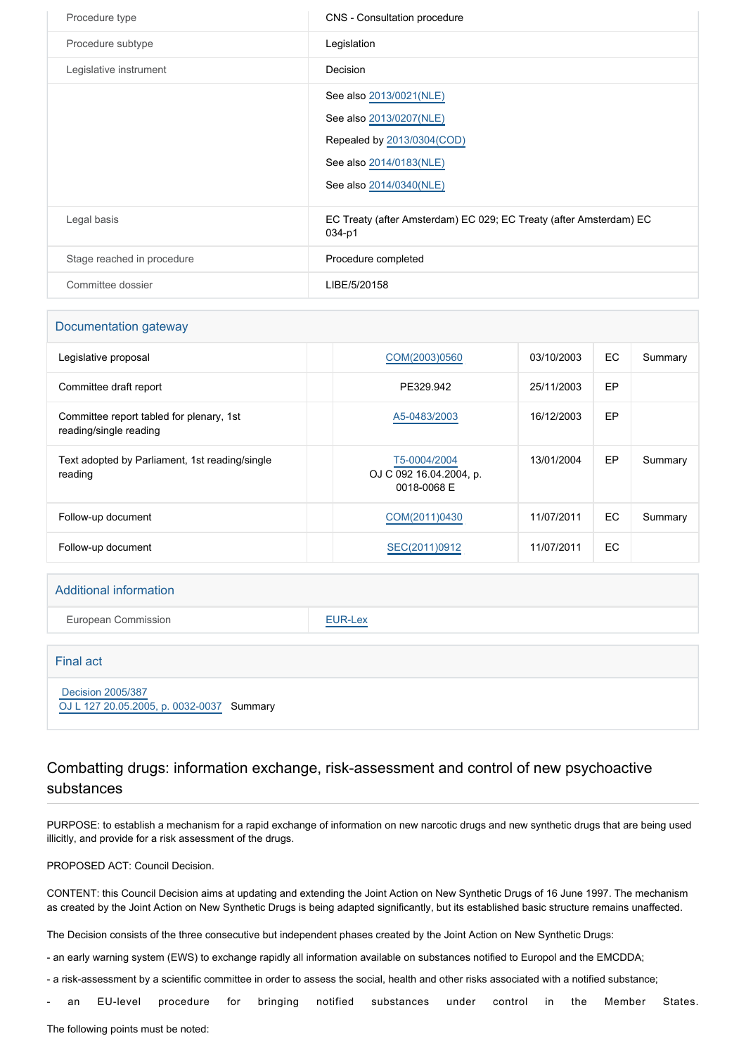| | |
|---|---|
| Procedure type | CNS - Consultation procedure |
| Procedure subtype | Legislation |
| Legislative instrument | Decision |
| | See also 2013/0021(NLE)<br>See also 2013/0207(NLE)<br>Repealed by 2013/0304(COD)<br>See also 2014/0183(NLE)<br>See also 2014/0340(NLE) |
| Legal basis | EC Treaty (after Amsterdam) EC 029; EC Treaty (after Amsterdam) EC 034-p1 |
| Stage reached in procedure | Procedure completed |
| Committee dossier | LIBE/5/20158 |

## Documentation gateway

| | | | | | |
|---|---|---|---|---|---|
| Legislative proposal | | COM(2003)0560 | 03/10/2003 | EC | Summary |
| Committee draft report | | PE329.942 | 25/11/2003 | EP | |
| Committee report tabled for plenary, 1st reading/single reading | | A5-0483/2003 | 16/12/2003 | EP | |
| Text adopted by Parliament, 1st reading/single reading | | T5-0004/2004<br>OJ C 092 16.04.2004, p. 0018-0068 E | 13/01/2004 | EP | Summary |
| Follow-up document | | COM(2011)0430 | 11/07/2011 | EC | Summary |
| Follow-up document | | SEC(2011)0912 | 11/07/2011 | EC | |

## Additional information

| | |
|---|---|
| European Commission | EUR-Lex |

## Final act

Decision 2005/387
OJ L 127 20.05.2005, p. 0032-0037 Summary

## Combatting drugs: information exchange, risk-assessment and control of new psychoactive substances

PURPOSE: to establish a mechanism for a rapid exchange of information on new narcotic drugs and new synthetic drugs that are being used illicitly, and provide for a risk assessment of the drugs.

PROPOSED ACT: Council Decision.

CONTENT: this Council Decision aims at updating and extending the Joint Action on New Synthetic Drugs of 16 June 1997. The mechanism as created by the Joint Action on New Synthetic Drugs is being adapted significantly, but its established basic structure remains unaffected.

The Decision consists of the three consecutive but independent phases created by the Joint Action on New Synthetic Drugs:

- an early warning system (EWS) to exchange rapidly all information available on substances notified to Europol and the EMCDDA;

- a risk-assessment by a scientific committee in order to assess the social, health and other risks associated with a notified substance;

- an EU-level procedure for bringing notified substances under control in the Member States.

The following points must be noted: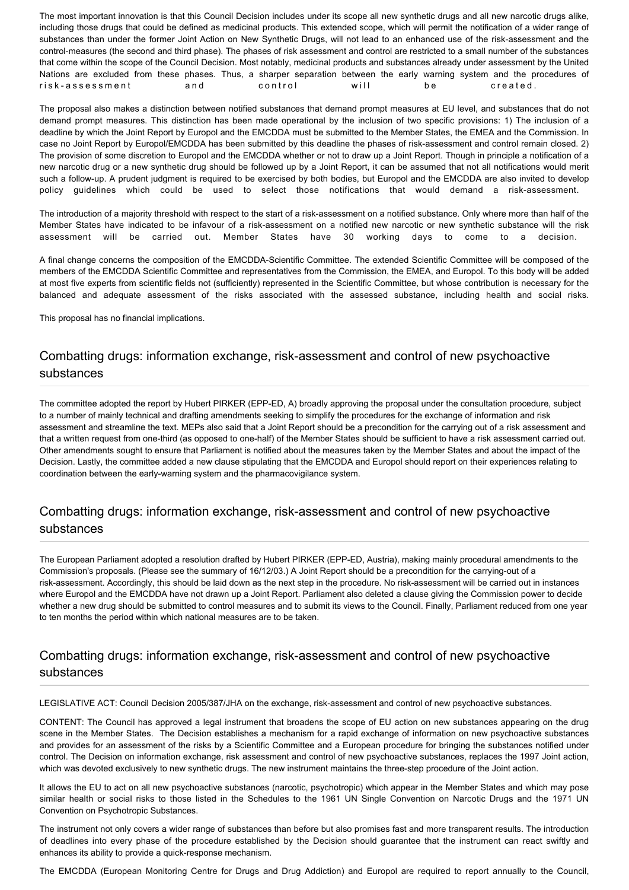The most important innovation is that this Council Decision includes under its scope all new synthetic drugs and all new narcotic drugs alike, including those drugs that could be defined as medicinal products. This extended scope, which will permit the notification of a wider range of substances than under the former Joint Action on New Synthetic Drugs, will not lead to an enhanced use of the risk-assessment and the control-measures (the second and third phase). The phases of risk assessment and control are restricted to a small number of the substances that come within the scope of the Council Decision. Most notably, medicinal products and substances already under assessment by the United Nations are excluded from these phases. Thus, a sharper separation between the early warning system and the procedures of risk-assessment and control will be created.

The proposal also makes a distinction between notified substances that demand prompt measures at EU level, and substances that do not demand prompt measures. This distinction has been made operational by the inclusion of two specific provisions: 1) The inclusion of a deadline by which the Joint Report by Europol and the EMCDDA must be submitted to the Member States, the EMEA and the Commission. In case no Joint Report by Europol/EMCDDA has been submitted by this deadline the phases of risk-assessment and control remain closed. 2) The provision of some discretion to Europol and the EMCDDA whether or not to draw up a Joint Report. Though in principle a notification of a new narcotic drug or a new synthetic drug should be followed up by a Joint Report, it can be assumed that not all notifications would merit such a follow-up. A prudent judgment is required to be exercised by both bodies, but Europol and the EMCDDA are also invited to develop policy guidelines which could be used to select those notifications that would demand a risk-assessment.

The introduction of a majority threshold with respect to the start of a risk-assessment on a notified substance. Only where more than half of the Member States have indicated to be infavour of a risk-assessment on a notified new narcotic or new synthetic substance will the risk assessment will be carried out. Member States have 30 working days to come to a decision.

A final change concerns the composition of the EMCDDA-Scientific Committee. The extended Scientific Committee will be composed of the members of the EMCDDA Scientific Committee and representatives from the Commission, the EMEA, and Europol. To this body will be added at most five experts from scientific fields not (sufficiently) represented in the Scientific Committee, but whose contribution is necessary for the balanced and adequate assessment of the risks associated with the assessed substance, including health and social risks.

This proposal has no financial implications.

## Combatting drugs: information exchange, risk-assessment and control of new psychoactive substances

The committee adopted the report by Hubert PIRKER (EPP-ED, A) broadly approving the proposal under the consultation procedure, subject to a number of mainly technical and drafting amendments seeking to simplify the procedures for the exchange of information and risk assessment and streamline the text. MEPs also said that a Joint Report should be a precondition for the carrying out of a risk assessment and that a written request from one-third (as opposed to one-half) of the Member States should be sufficient to have a risk assessment carried out. Other amendments sought to ensure that Parliament is notified about the measures taken by the Member States and about the impact of the Decision. Lastly, the committee added a new clause stipulating that the EMCDDA and Europol should report on their experiences relating to coordination between the early-warning system and the pharmacovigilance system.

## Combatting drugs: information exchange, risk-assessment and control of new psychoactive substances

The European Parliament adopted a resolution drafted by Hubert PIRKER (EPP-ED, Austria), making mainly procedural amendments to the Commission's proposals. (Please see the summary of 16/12/03.) A Joint Report should be a precondition for the carrying-out of a risk-assessment. Accordingly, this should be laid down as the next step in the procedure. No risk-assessment will be carried out in instances where Europol and the EMCDDA have not drawn up a Joint Report. Parliament also deleted a clause giving the Commission power to decide whether a new drug should be submitted to control measures and to submit its views to the Council. Finally, Parliament reduced from one year to ten months the period within which national measures are to be taken.

## Combatting drugs: information exchange, risk-assessment and control of new psychoactive substances

LEGISLATIVE ACT: Council Decision 2005/387/JHA on the exchange, risk-assessment and control of new psychoactive substances.

CONTENT: The Council has approved a legal instrument that broadens the scope of EU action on new substances appearing on the drug scene in the Member States. The Decision establishes a mechanism for a rapid exchange of information on new psychoactive substances and provides for an assessment of the risks by a Scientific Committee and a European procedure for bringing the substances notified under control. The Decision on information exchange, risk assessment and control of new psychoactive substances, replaces the 1997 Joint action, which was devoted exclusively to new synthetic drugs. The new instrument maintains the three-step procedure of the Joint action.

It allows the EU to act on all new psychoactive substances (narcotic, psychotropic) which appear in the Member States and which may pose similar health or social risks to those listed in the Schedules to the 1961 UN Single Convention on Narcotic Drugs and the 1971 UN Convention on Psychotropic Substances.

The instrument not only covers a wider range of substances than before but also promises fast and more transparent results. The introduction of deadlines into every phase of the procedure established by the Decision should guarantee that the instrument can react swiftly and enhances its ability to provide a quick-response mechanism.

The EMCDDA (European Monitoring Centre for Drugs and Drug Addiction) and Europol are required to report annually to the Council,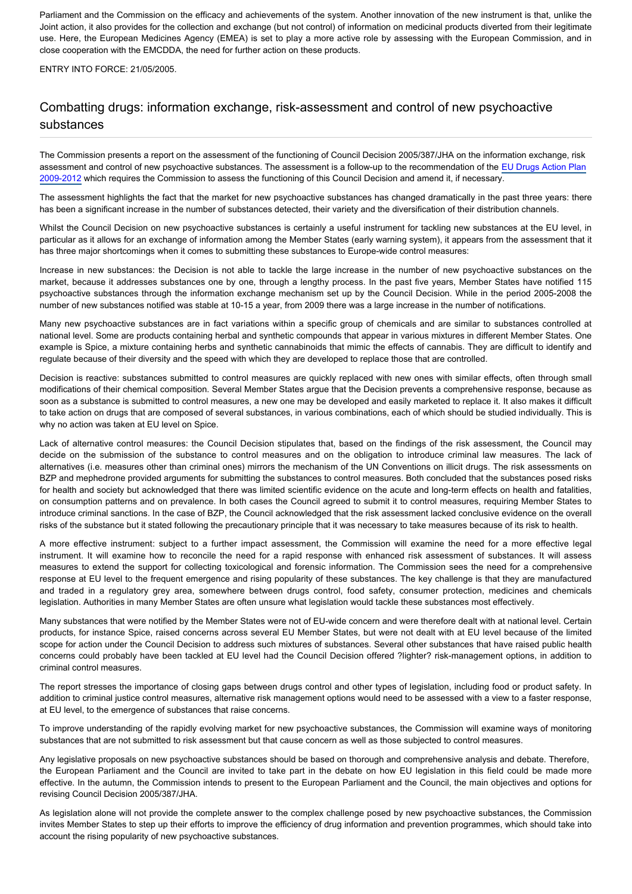Parliament and the Commission on the efficacy and achievements of the system. Another innovation of the new instrument is that, unlike the Joint action, it also provides for the collection and exchange (but not control) of information on medicinal products diverted from their legitimate use. Here, the European Medicines Agency (EMEA) is set to play a more active role by assessing with the European Commission, and in close cooperation with the EMCDDA, the need for further action on these products.

ENTRY INTO FORCE: 21/05/2005.

## Combatting drugs: information exchange, risk-assessment and control of new psychoactive substances

The Commission presents a report on the assessment of the functioning of Council Decision 2005/387/JHA on the information exchange, risk assessment and control of new psychoactive substances. The assessment is a follow-up to the recommendation of the EU Drugs Action Plan 2009-2012 which requires the Commission to assess the functioning of this Council Decision and amend it, if necessary.

The assessment highlights the fact that the market for new psychoactive substances has changed dramatically in the past three years: there has been a significant increase in the number of substances detected, their variety and the diversification of their distribution channels.

Whilst the Council Decision on new psychoactive substances is certainly a useful instrument for tackling new substances at the EU level, in particular as it allows for an exchange of information among the Member States (early warning system), it appears from the assessment that it has three major shortcomings when it comes to submitting these substances to Europe-wide control measures:

Increase in new substances: the Decision is not able to tackle the large increase in the number of new psychoactive substances on the market, because it addresses substances one by one, through a lengthy process. In the past five years, Member States have notified 115 psychoactive substances through the information exchange mechanism set up by the Council Decision. While in the period 2005-2008 the number of new substances notified was stable at 10-15 a year, from 2009 there was a large increase in the number of notifications.

Many new psychoactive substances are in fact variations within a specific group of chemicals and are similar to substances controlled at national level. Some are products containing herbal and synthetic compounds that appear in various mixtures in different Member States. One example is Spice, a mixture containing herbs and synthetic cannabinoids that mimic the effects of cannabis. They are difficult to identify and regulate because of their diversity and the speed with which they are developed to replace those that are controlled.

Decision is reactive: substances submitted to control measures are quickly replaced with new ones with similar effects, often through small modifications of their chemical composition. Several Member States argue that the Decision prevents a comprehensive response, because as soon as a substance is submitted to control measures, a new one may be developed and easily marketed to replace it. It also makes it difficult to take action on drugs that are composed of several substances, in various combinations, each of which should be studied individually. This is why no action was taken at EU level on Spice.

Lack of alternative control measures: the Council Decision stipulates that, based on the findings of the risk assessment, the Council may decide on the submission of the substance to control measures and on the obligation to introduce criminal law measures. The lack of alternatives (i.e. measures other than criminal ones) mirrors the mechanism of the UN Conventions on illicit drugs. The risk assessments on BZP and mephedrone provided arguments for submitting the substances to control measures. Both concluded that the substances posed risks for health and society but acknowledged that there was limited scientific evidence on the acute and long-term effects on health and fatalities, on consumption patterns and on prevalence. In both cases the Council agreed to submit it to control measures, requiring Member States to introduce criminal sanctions. In the case of BZP, the Council acknowledged that the risk assessment lacked conclusive evidence on the overall risks of the substance but it stated following the precautionary principle that it was necessary to take measures because of its risk to health.

A more effective instrument: subject to a further impact assessment, the Commission will examine the need for a more effective legal instrument. It will examine how to reconcile the need for a rapid response with enhanced risk assessment of substances. It will assess measures to extend the support for collecting toxicological and forensic information. The Commission sees the need for a comprehensive response at EU level to the frequent emergence and rising popularity of these substances. The key challenge is that they are manufactured and traded in a regulatory grey area, somewhere between drugs control, food safety, consumer protection, medicines and chemicals legislation. Authorities in many Member States are often unsure what legislation would tackle these substances most effectively.

Many substances that were notified by the Member States were not of EU-wide concern and were therefore dealt with at national level. Certain products, for instance Spice, raised concerns across several EU Member States, but were not dealt with at EU level because of the limited scope for action under the Council Decision to address such mixtures of substances. Several other substances that have raised public health concerns could probably have been tackled at EU level had the Council Decision offered ?lighter? risk-management options, in addition to criminal control measures.

The report stresses the importance of closing gaps between drugs control and other types of legislation, including food or product safety. In addition to criminal justice control measures, alternative risk management options would need to be assessed with a view to a faster response, at EU level, to the emergence of substances that raise concerns.

To improve understanding of the rapidly evolving market for new psychoactive substances, the Commission will examine ways of monitoring substances that are not submitted to risk assessment but that cause concern as well as those subjected to control measures.

Any legislative proposals on new psychoactive substances should be based on thorough and comprehensive analysis and debate. Therefore, the European Parliament and the Council are invited to take part in the debate on how EU legislation in this field could be made more effective. In the autumn, the Commission intends to present to the European Parliament and the Council, the main objectives and options for revising Council Decision 2005/387/JHA.

As legislation alone will not provide the complete answer to the complex challenge posed by new psychoactive substances, the Commission invites Member States to step up their efforts to improve the efficiency of drug information and prevention programmes, which should take into account the rising popularity of new psychoactive substances.